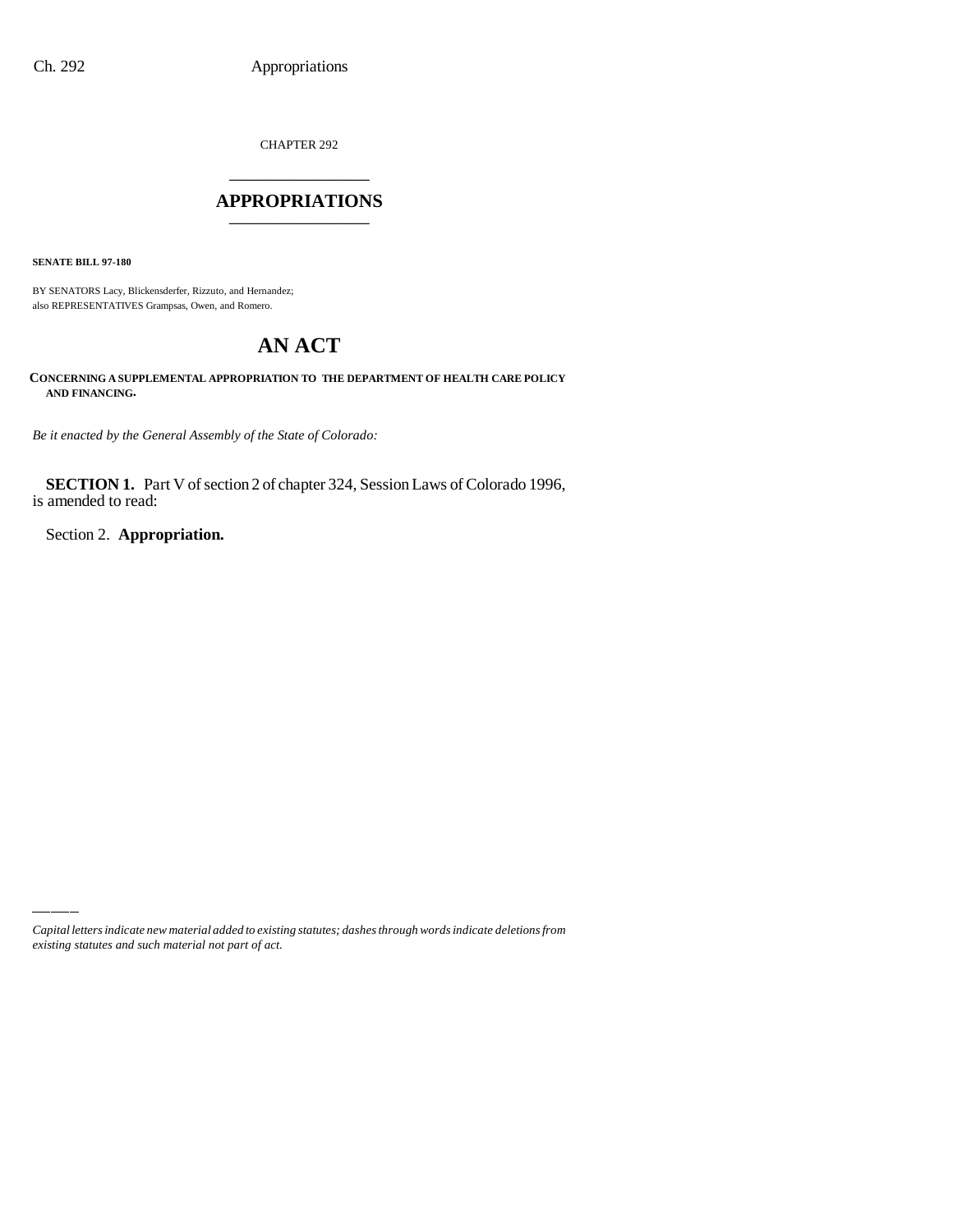CHAPTER 292

# APPROPRIATIONS

**SENATE BILL 97-180**

BY SENATORS Lacy, Blickensderfer, Rizzuto, and Hernandez;
also REPRESENTATIVES Grampsas, Owen, and Romero.

# AN ACT

**CONCERNING A SUPPLEMENTAL APPROPRIATION TO THE DEPARTMENT OF HEALTH CARE POLICY AND FINANCING.**

*Be it enacted by the General Assembly of the State of Colorado:*

**SECTION 1.** Part V of section 2 of chapter 324, Session Laws of Colorado 1996, is amended to read:

Section 2. **Appropriation.**

*Capital letters indicate new material added to existing statutes; dashes through words indicate deletions from existing statutes and such material not part of act.*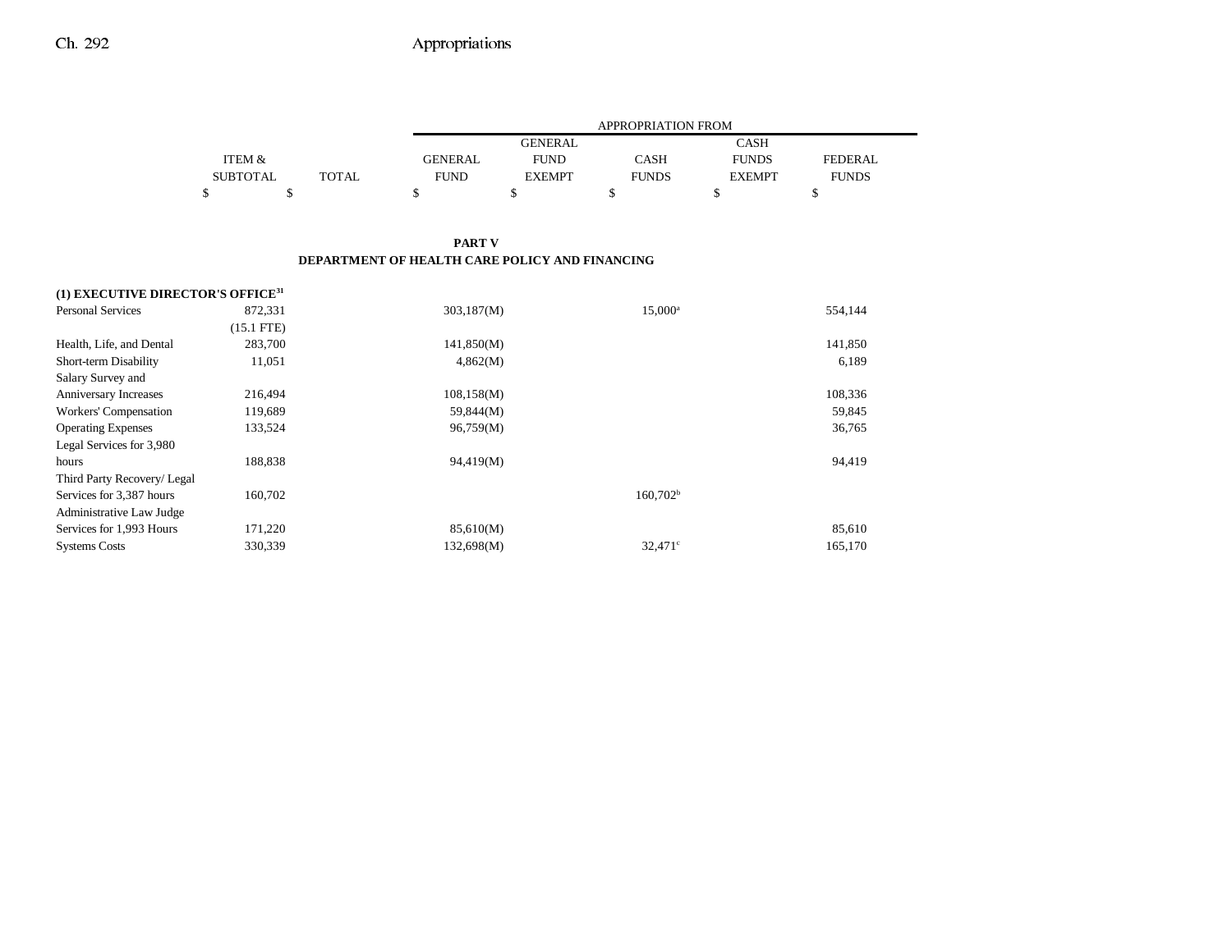| | ITEM & SUBTOTAL | TOTAL | APPROPRIATION FROM GENERAL FUND | GENERAL FUND EXEMPT | CASH FUNDS | CASH FUNDS EXEMPT | FEDERAL FUNDS |
|---|---|---|---|---|---|---|---|
| | $ | $ | $ | $ | $ | $ | $ |

**PART V**
**DEPARTMENT OF HEALTH CARE POLICY AND FINANCING**

| | ITEM & SUBTOTAL | TOTAL | GENERAL FUND | GENERAL FUND EXEMPT | CASH FUNDS | CASH FUNDS EXEMPT | FEDERAL FUNDS |
|---|---|---|---|---|---|---|---|
| **(1) EXECUTIVE DIRECTOR'S OFFICE**[31] | | | | | | | |
| Personal Services | 872,331 | | 303,187(M) | | 15,000[a] | | 554,144 |
| | (15.1 FTE) | | | | | | |
| Health, Life, and Dental | 283,700 | | 141,850(M) | | | | 141,850 |
| Short-term Disability | 11,051 | | 4,862(M) | | | | 6,189 |
| Salary Survey and Anniversary Increases | 216,494 | | 108,158(M) | | | | 108,336 |
| Workers' Compensation | 119,689 | | 59,844(M) | | | | 59,845 |
| Operating Expenses | 133,524 | | 96,759(M) | | | | 36,765 |
| Legal Services for 3,980 hours | 188,838 | | 94,419(M) | | | | 94,419 |
| Third Party Recovery/ Legal Services for 3,387 hours | 160,702 | | | | 160,702[b] | | |
| Administrative Law Judge Services for 1,993 Hours | 171,220 | | 85,610(M) | | | | 85,610 |
| Systems Costs | 330,339 | | 132,698(M) | | 32,471[c] | | 165,170 |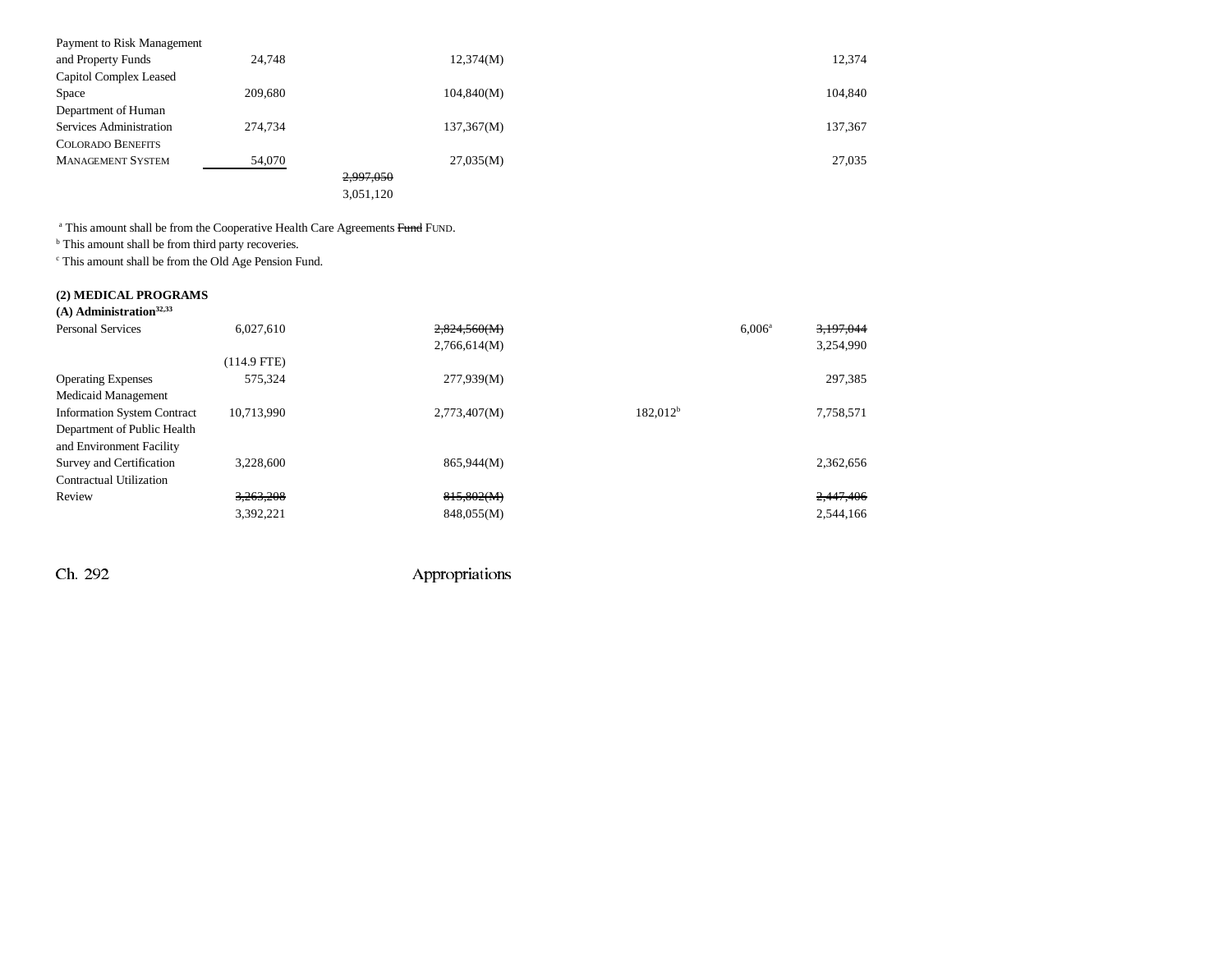| | | | | | | |
|---|---|---|---|---|---|---|
| Payment to Risk Management and Property Funds | 24,748 | | 12,374(M) | | | 12,374 |
| Capitol Complex Leased Space | 209,680 | | 104,840(M) | | | 104,840 |
| Department of Human Services Administration | 274,734 | | 137,367(M) | | | 137,367 |
| COLORADO BENEFITS MANAGEMENT SYSTEM | 54,070 | | 27,035(M) | | | 27,035 |
| | | ~~2,997,050~~ 3,051,120 | | | | |

[a] This amount shall be from the Cooperative Health Care Agreements ~~Fund~~ FUND.

[b] This amount shall be from third party recoveries.

[c] This amount shall be from the Old Age Pension Fund.

**(2) MEDICAL PROGRAMS**

**(A) Administration[32,33]**

| | | | | | | |
|---|---|---|---|---|---|---|
| Personal Services | 6,027,610 (114.9 FTE) | | ~~2,824,560(M)~~ 2,766,614(M) | | 6,006[a] | ~~3,197,044~~ 3,254,990 |
| Operating Expenses | 575,324 | | 277,939(M) | | | 297,385 |
| Medicaid Management Information System Contract | 10,713,990 | | 2,773,407(M) | 182,012[b] | | 7,758,571 |
| Department of Public Health and Environment Facility Survey and Certification | 3,228,600 | | 865,944(M) | | | 2,362,656 |
| Contractual Utilization Review | ~~3,263,208~~ 3,392,221 | | ~~815,802(M)~~ 848,055(M) | | | ~~2,447,406~~ 2,544,166 |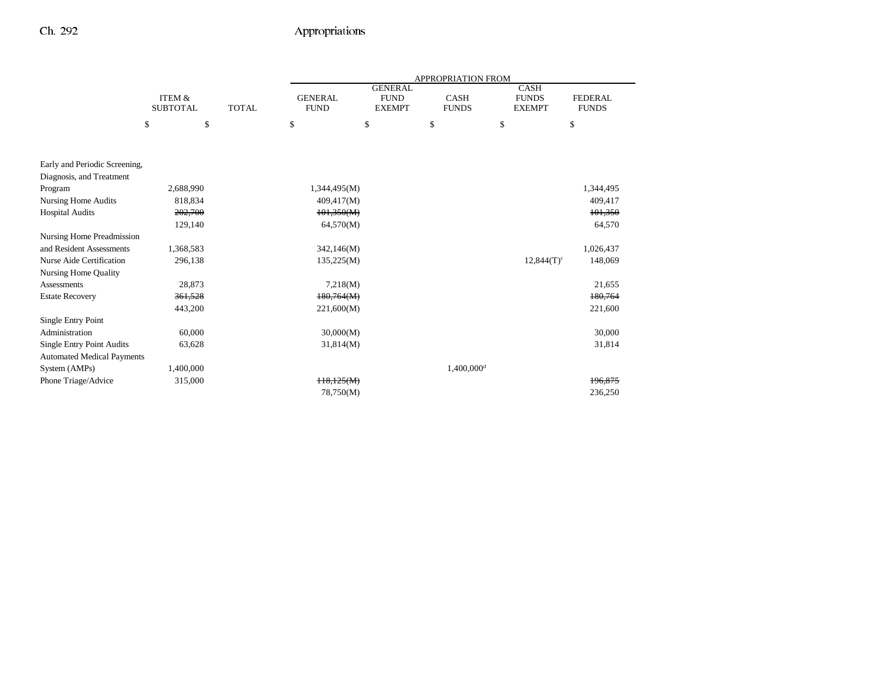| | ITEM & SUBTOTAL | TOTAL | APPROPRIATION FROM GENERAL FUND | GENERAL FUND EXEMPT | CASH FUNDS | CASH FUNDS EXEMPT | FEDERAL FUNDS |
|---|---|---|---|---|---|---|---|
| | $ | $ | $ | $ | $ | $ | $ |
| Early and Periodic Screening, Diagnosis, and Treatment Program | 2,688,990 | | 1,344,495(M) | | | | 1,344,495 |
| Nursing Home Audits | 818,834 | | 409,417(M) | | | | 409,417 |
| Hospital Audits | ~~202,700~~ | | ~~101,350(M)~~ | | | | ~~101,350~~ |
| | 129,140 | | 64,570(M) | | | | 64,570 |
| Nursing Home Preadmission and Resident Assessments | 1,368,583 | | 342,146(M) | | | | 1,026,437 |
| Nurse Aide Certification | 296,138 | | 135,225(M) | | | 12,844(T)[c] | 148,069 |
| Nursing Home Quality Assessments | 28,873 | | 7,218(M) | | | | 21,655 |
| Estate Recovery | ~~361,528~~ | | ~~180,764(M)~~ | | | | ~~180,764~~ |
| | 443,200 | | 221,600(M) | | | | 221,600 |
| Single Entry Point Administration | 60,000 | | 30,000(M) | | | | 30,000 |
| Single Entry Point Audits | 63,628 | | 31,814(M) | | | | 31,814 |
| Automated Medical Payments System (AMPs) | 1,400,000 | | | | 1,400,000[d] | | |
| Phone Triage/Advice | 315,000 | | ~~118,125(M)~~ | | | | ~~196,875~~ |
| | | | 78,750(M) | | | | 236,250 |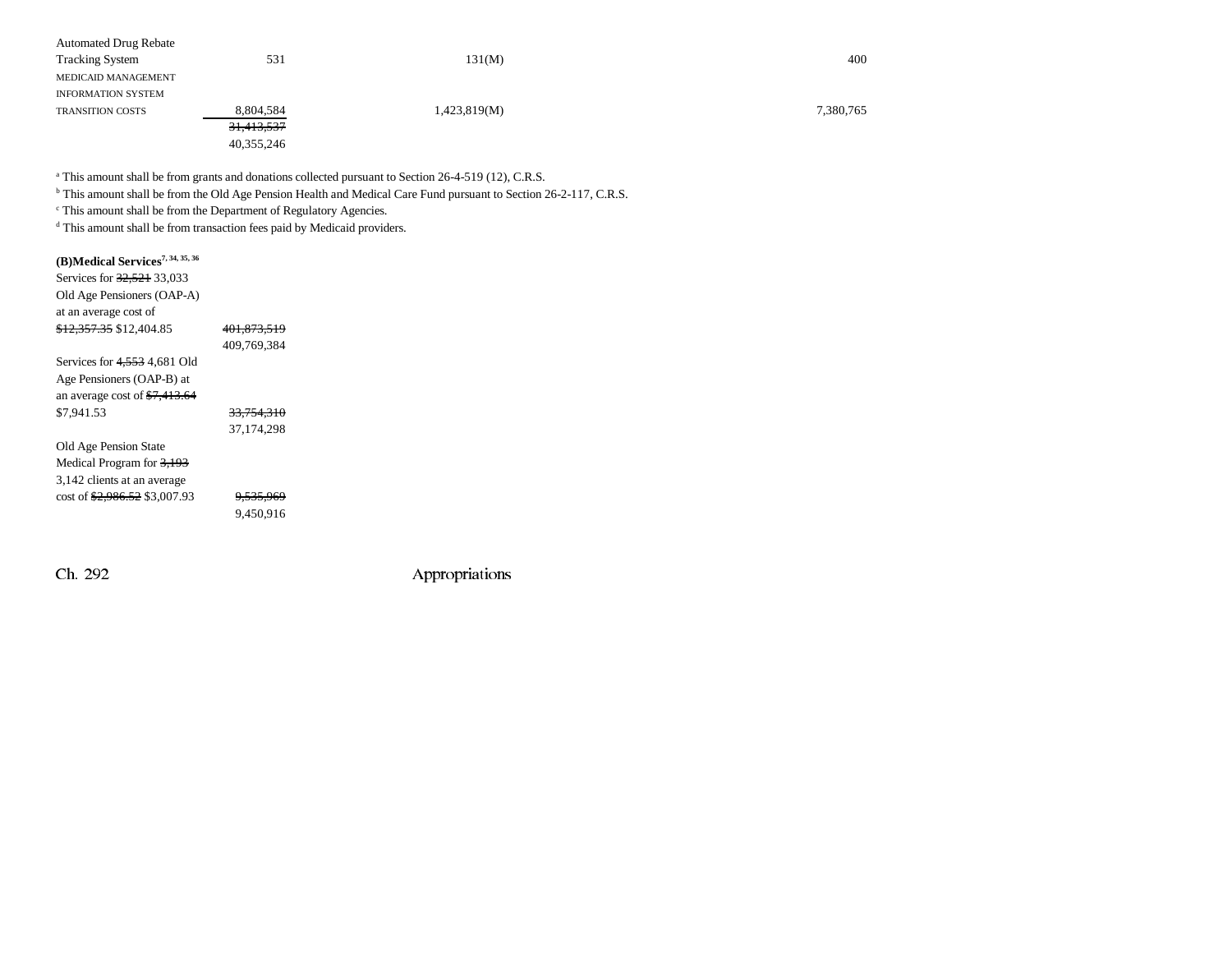| | | | |
|---|---|---|---|
| Automated Drug Rebate Tracking System | 531 | 131(M) | 400 |
| MEDICAID MANAGEMENT INFORMATION SYSTEM TRANSITION COSTS | 8,804,584 | 1,423,819(M) | 7,380,765 |
| | ~~31,413,537~~ 40,355,246 | | |

[a] This amount shall be from grants and donations collected pursuant to Section 26-4-519 (12), C.R.S.
[b] This amount shall be from the Old Age Pension Health and Medical Care Fund pursuant to Section 26-2-117, C.R.S.
[c] This amount shall be from the Department of Regulatory Agencies.
[d] This amount shall be from transaction fees paid by Medicaid providers.

**(B)Medical Services**[7, 34, 35, 36]

| | |
|---|---|
| Services for ~~32,521~~ 33,033 Old Age Pensioners (OAP-A) at an average cost of ~~$12,357.35~~ $12,404.85 | ~~401,873,519~~ 409,769,384 |
| Services for ~~4,553~~ 4,681 Old Age Pensioners (OAP-B) at an average cost of ~~$7,413.64~~ $7,941.53 | ~~33,754,310~~ 37,174,298 |
| Old Age Pension State Medical Program for ~~3,193~~ 3,142 clients at an average cost of ~~$2,986.52~~ $3,007.93 | ~~9,535,969~~ 9,450,916 |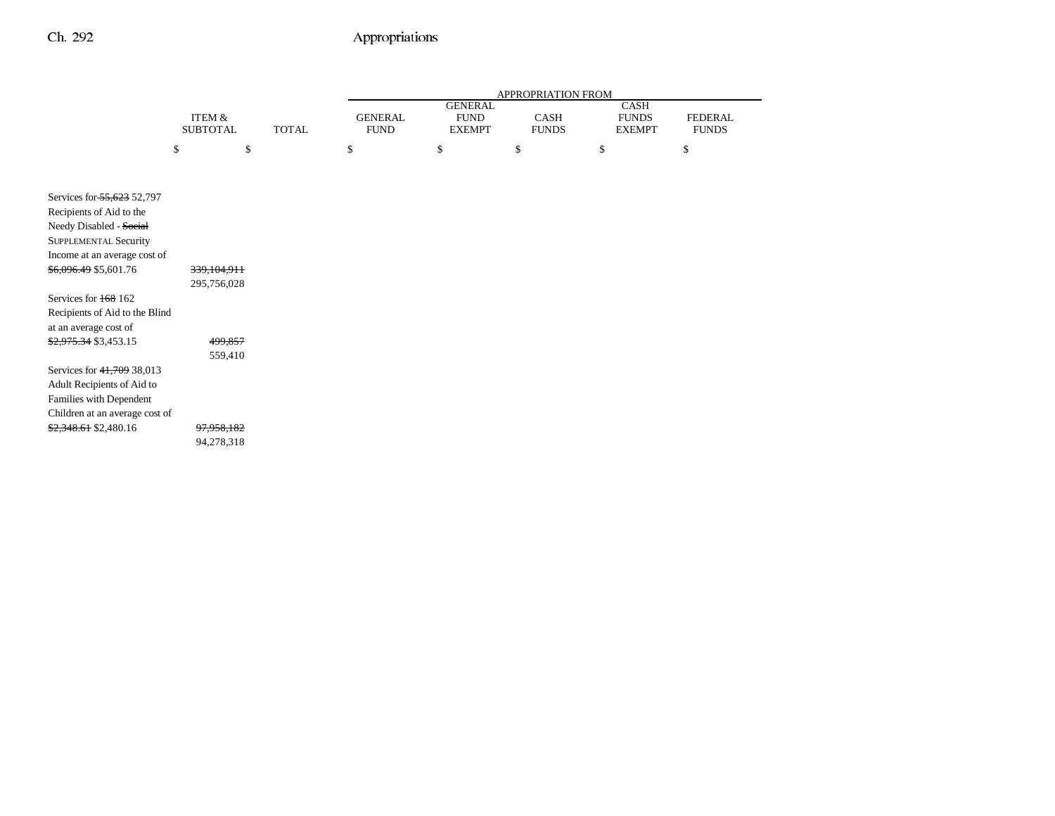| | ITEM & SUBTOTAL | TOTAL | APPROPRIATION FROM GENERAL FUND | GENERAL FUND EXEMPT | CASH FUNDS | CASH FUNDS EXEMPT | FEDERAL FUNDS |
|---|---|---|---|---|---|---|---|
| | $ | $ | $ | $ | $ | $ | $ |
| Services for ~~55,623~~ 52,797 Recipients of Aid to the Needy Disabled - ~~Social~~ SUPPLEMENTAL Security Income at an average cost of ~~$6,096.49~~ $5,601.76 | ~~339,104,911~~ 295,756,028 | | | | | | |
| Services for ~~168~~ 162 Recipients of Aid to the Blind at an average cost of ~~$2,975.34~~ $3,453.15 | ~~499,857~~ 559,410 | | | | | | |
| Services for ~~41,709~~ 38,013 Adult Recipients of Aid to Families with Dependent Children at an average cost of ~~$2,348.61~~ $2,480.16 | ~~97,958,182~~ 94,278,318 | | | | | | |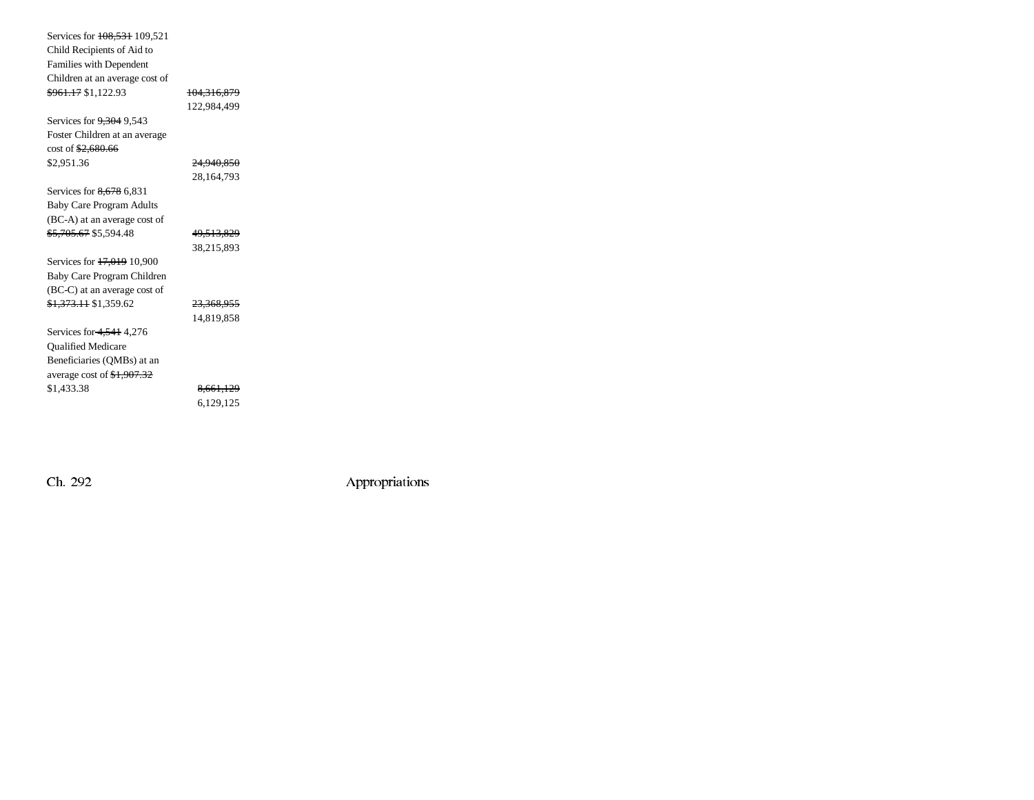Services for ~~108,531~~ 109,521 Child Recipients of Aid to Families with Dependent Children at an average cost of ~~$961.17~~ $1,122.93 ~~104,316,879~~ 122,984,499

Services for ~~9,304~~ 9,543 Foster Children at an average cost of ~~$2,680.66~~ $2,951.36 ~~24,940,850~~ 28,164,793

Services for ~~8,678~~ 6,831 Baby Care Program Adults (BC-A) at an average cost of ~~$5,705.67~~ $5,594.48 ~~49,513,829~~ 38,215,893

Services for ~~17,019~~ 10,900 Baby Care Program Children (BC-C) at an average cost of ~~$1,373.11~~ $1,359.62 ~~23,368,955~~ 14,819,858

Services for ~~4,541~~ 4,276 Qualified Medicare Beneficiaries (QMBs) at an average cost of ~~$1,907.32~~ $1,433.38 ~~8,661,129~~ 6,129,125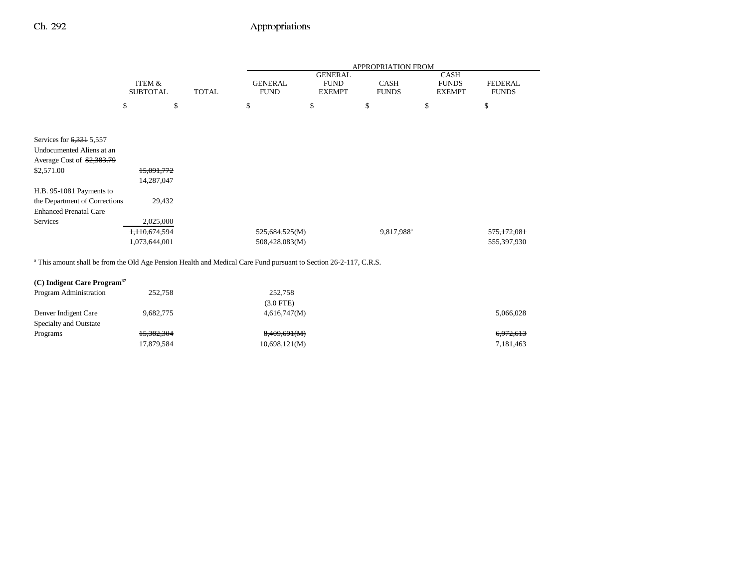| | ITEM & SUBTOTAL | TOTAL | APPROPRIATION FROM GENERAL FUND | GENERAL FUND EXEMPT | CASH FUNDS | CASH FUNDS EXEMPT | FEDERAL FUNDS |
|---|---|---|---|---|---|---|---|
| | $ | $ | $ | $ | $ | $ | $ |
| Services for ~~6,331~~ 5,557 Undocumented Aliens at an Average Cost of ~~$2,383.79~~ $2,571.00 | ~~15,091,772~~ 14,287,047 | | | | | | |
| H.B. 95-1081 Payments to the Department of Corrections | 29,432 | | | | | | |
| Enhanced Prenatal Care Services | 2,025,000 | | | | | | |
| | ~~1,110,674,594~~ 1,073,644,001 | | ~~525,684,525(M)~~ 508,428,083(M) | | 9,817,988[a] | | ~~575,172,081~~ 555,397,930 |

[a] This amount shall be from the Old Age Pension Health and Medical Care Fund pursuant to Section 26-2-117, C.R.S.

**(C) Indigent Care Program[37]**

| | ITEM & SUBTOTAL | TOTAL | GENERAL FUND | GENERAL FUND EXEMPT | CASH FUNDS | CASH FUNDS EXEMPT | FEDERAL FUNDS |
|---|---|---|---|---|---|---|---|
| Program Administration | 252,758 | | 252,758 (3.0 FTE) | | | | |
| Denver Indigent Care | 9,682,775 | | 4,616,747(M) | | | | 5,066,028 |
| Specialty and Outstate Programs | ~~15,382,304~~ 17,879,584 | | ~~8,409,691(M)~~ 10,698,121(M) | | | | ~~6,972,613~~ 7,181,463 |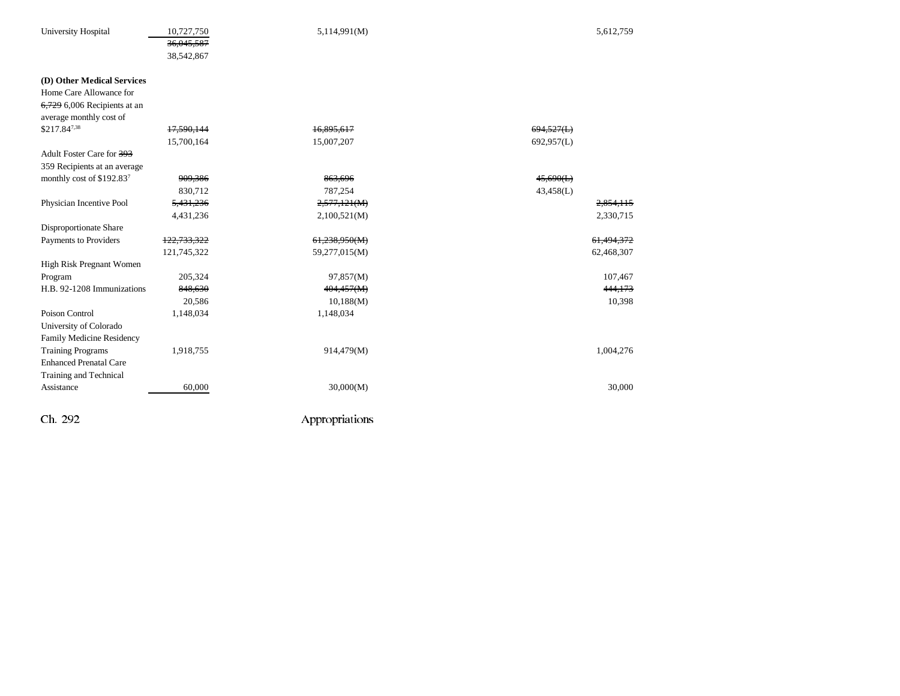| | | | | |
|---|---|---|---|---|
| University Hospital | 10,727,750 | 5,114,991(M) | | 5,612,759 |
| | ~~36,045,587~~ | | | |
| | 38,542,867 | | | |
| **(D) Other Medical Services** | | | | |
| Home Care Allowance for ~~6,729~~ 6,006 Recipients at an average monthly cost of $217.84[7,38] | ~~17,590,144~~ | ~~16,895,617~~ | ~~694,527(L)~~ | |
| | 15,700,164 | 15,007,207 | 692,957(L) | |
| Adult Foster Care for ~~393~~ 359 Recipients at an average monthly cost of $192.83[7] | ~~909,386~~ | ~~863,696~~ | ~~45,690(L)~~ | |
| | 830,712 | 787,254 | 43,458(L) | |
| Physician Incentive Pool | ~~5,431,236~~ | ~~2,577,121(M)~~ | | ~~2,854,115~~ |
| | 4,431,236 | 2,100,521(M) | | 2,330,715 |
| Disproportionate Share Payments to Providers | ~~122,733,322~~ | ~~61,238,950(M)~~ | | ~~61,494,372~~ |
| | 121,745,322 | 59,277,015(M) | | 62,468,307 |
| High Risk Pregnant Women Program | 205,324 | 97,857(M) | | 107,467 |
| H.B. 92-1208 Immunizations | ~~848,630~~ | ~~404,457(M)~~ | | ~~444,173~~ |
| | 20,586 | 10,188(M) | | 10,398 |
| Poison Control | 1,148,034 | 1,148,034 | | |
| University of Colorado Family Medicine Residency Training Programs | 1,918,755 | 914,479(M) | | 1,004,276 |
| Enhanced Prenatal Care Training and Technical Assistance | 60,000 | 30,000(M) | | 30,000 |

Ch. 292 Appropriations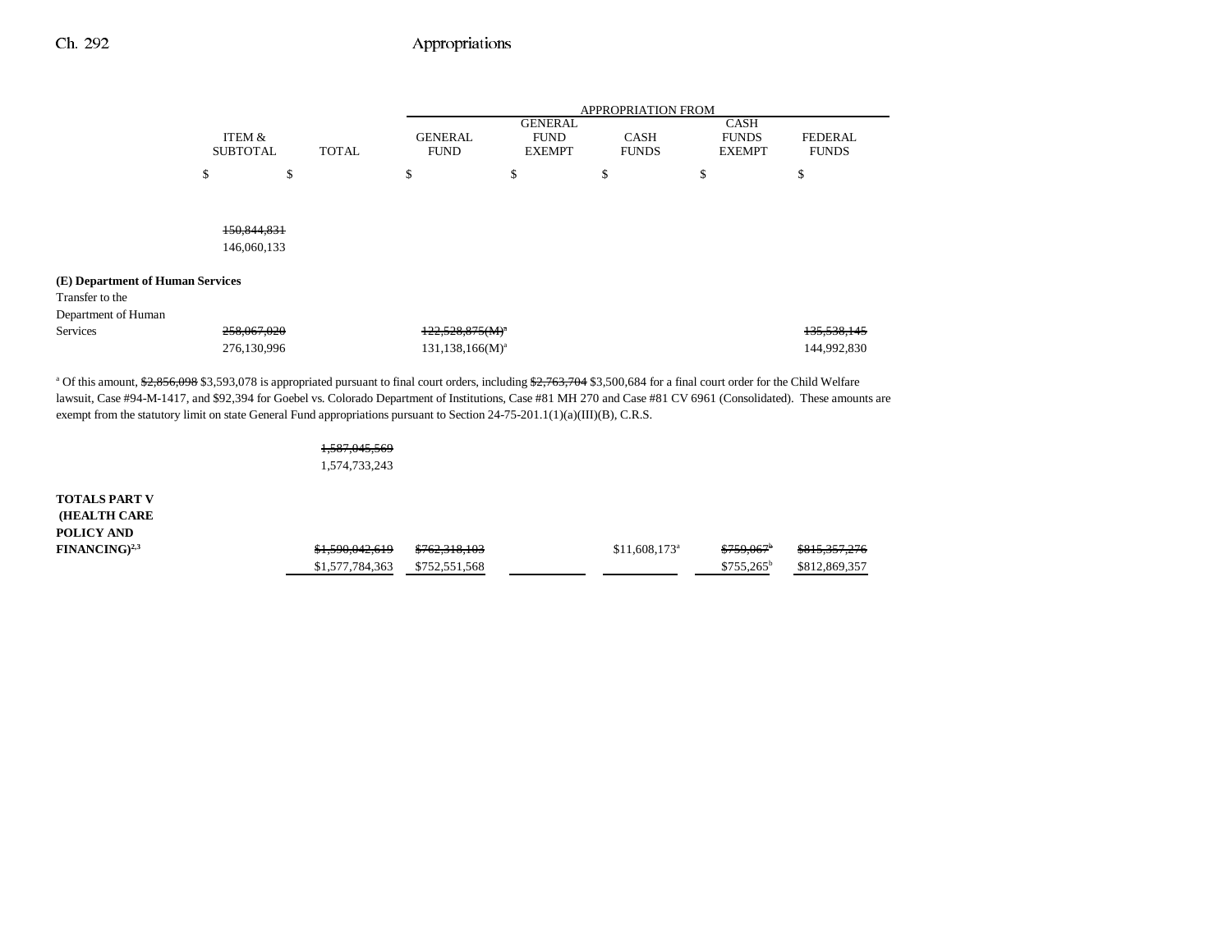| | ITEM & SUBTOTAL | TOTAL | APPROPRIATION FROM GENERAL FUND | GENERAL FUND EXEMPT | CASH FUNDS | CASH FUNDS EXEMPT | FEDERAL FUNDS |
|---|---|---|---|---|---|---|---|
| | $ | $ | $ | $ | $ | $ | $ |
| | ~~150,844,831~~ 146,060,133 | | | | | | |
| **(E) Department of Human Services** | | | | | | | |
| Transfer to the Department of Human Services | ~~258,067,020~~ 276,130,996 | | ~~122,528,875(M)~~[a] 131,138,166(M)[a] | | | | ~~135,538,145~~ 144,992,830 |

[a] Of this amount, ~~$2,856,098~~ $3,593,078 is appropriated pursuant to final court orders, including ~~$2,763,704~~ $3,500,684 for a final court order for the Child Welfare lawsuit, Case #94-M-1417, and $92,394 for Goebel vs. Colorado Department of Institutions, Case #81 MH 270 and Case #81 CV 6961 (Consolidated). These amounts are exempt from the statutory limit on state General Fund appropriations pursuant to Section 24-75-201.1(1)(a)(III)(B), C.R.S.

| | ITEM & SUBTOTAL | TOTAL | GENERAL FUND | GENERAL FUND EXEMPT | CASH FUNDS | CASH FUNDS EXEMPT | FEDERAL FUNDS |
|---|---|---|---|---|---|---|---|
| | | ~~1,587,045,569~~ 1,574,733,243 | | | | | |
| **TOTALS PART V (HEALTH CARE POLICY AND FINANCING)**[2,3] | | ~~$1,590,042,619~~ $1,577,784,363 | ~~$762,318,103~~ $752,551,568 | | $11,608,173[a] | ~~$759,067~~[b] $755,265[b] | ~~$815,357,276~~ $812,869,357 |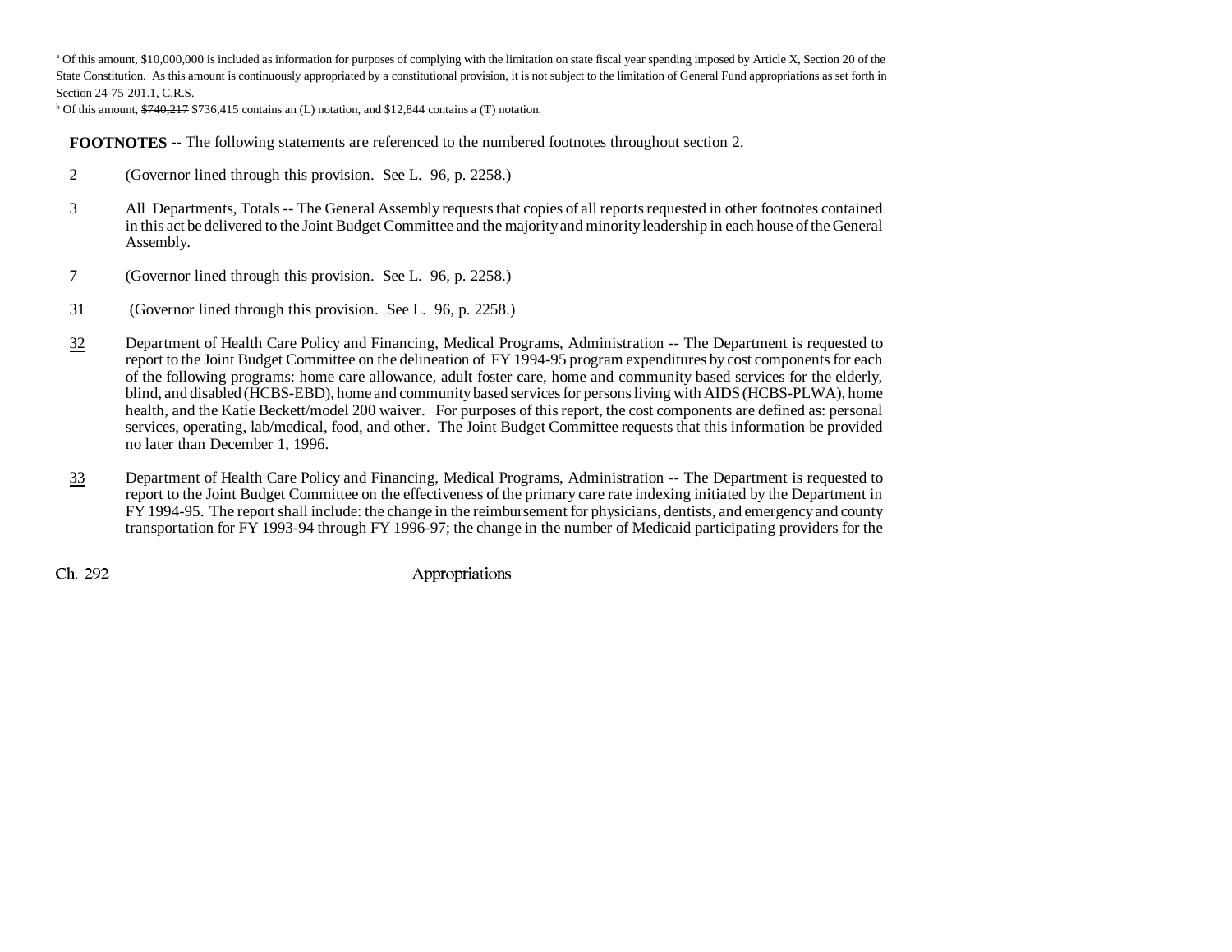[a] Of this amount, $10,000,000 is included as information for purposes of complying with the limitation on state fiscal year spending imposed by Article X, Section 20 of the State Constitution. As this amount is continuously appropriated by a constitutional provision, it is not subject to the limitation of General Fund appropriations as set forth in Section 24-75-201.1, C.R.S.

[b] Of this amount, ~~$740,217~~ $736,415 contains an (L) notation, and $12,844 contains a (T) notation.

**FOOTNOTES** -- The following statements are referenced to the numbered footnotes throughout section 2.

2 (Governor lined through this provision. See L. 96, p. 2258.)

3 All Departments, Totals -- The General Assembly requests that copies of all reports requested in other footnotes contained in this act be delivered to the Joint Budget Committee and the majority and minority leadership in each house of the General Assembly.

7 (Governor lined through this provision. See L. 96, p. 2258.)

31 (Governor lined through this provision. See L. 96, p. 2258.)

32 Department of Health Care Policy and Financing, Medical Programs, Administration -- The Department is requested to report to the Joint Budget Committee on the delineation of FY 1994-95 program expenditures by cost components for each of the following programs: home care allowance, adult foster care, home and community based services for the elderly, blind, and disabled (HCBS-EBD), home and community based services for persons living with AIDS (HCBS-PLWA), home health, and the Katie Beckett/model 200 waiver. For purposes of this report, the cost components are defined as: personal services, operating, lab/medical, food, and other. The Joint Budget Committee requests that this information be provided no later than December 1, 1996.

33 Department of Health Care Policy and Financing, Medical Programs, Administration -- The Department is requested to report to the Joint Budget Committee on the effectiveness of the primary care rate indexing initiated by the Department in FY 1994-95. The report shall include: the change in the reimbursement for physicians, dentists, and emergency and county transportation for FY 1993-94 through FY 1996-97; the change in the number of Medicaid participating providers for the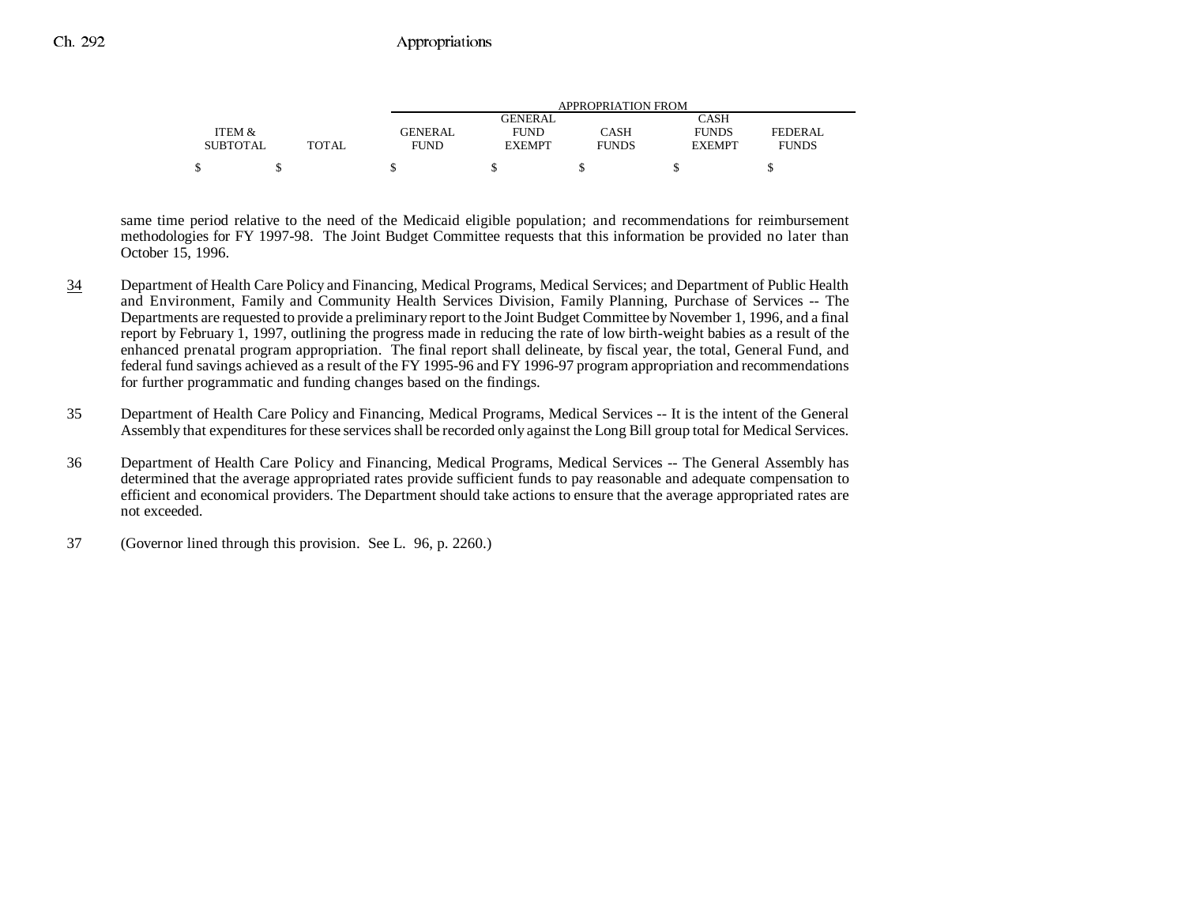| ITEM & SUBTOTAL | TOTAL | APPROPRIATION FROM GENERAL FUND | GENERAL FUND EXEMPT | CASH FUNDS | CASH FUNDS EXEMPT | FEDERAL FUNDS |
|---|---|---|---|---|---|---|
| $ | $ | $ | $ | $ | $ | $ |

same time period relative to the need of the Medicaid eligible population; and recommendations for reimbursement methodologies for FY 1997-98. The Joint Budget Committee requests that this information be provided no later than October 15, 1996.

34 Department of Health Care Policy and Financing, Medical Programs, Medical Services; and Department of Public Health and Environment, Family and Community Health Services Division, Family Planning, Purchase of Services -- The Departments are requested to provide a preliminary report to the Joint Budget Committee by November 1, 1996, and a final report by February 1, 1997, outlining the progress made in reducing the rate of low birth-weight babies as a result of the enhanced prenatal program appropriation. The final report shall delineate, by fiscal year, the total, General Fund, and federal fund savings achieved as a result of the FY 1995-96 and FY 1996-97 program appropriation and recommendations for further programmatic and funding changes based on the findings.

35 Department of Health Care Policy and Financing, Medical Programs, Medical Services -- It is the intent of the General Assembly that expenditures for these services shall be recorded only against the Long Bill group total for Medical Services.

36 Department of Health Care Policy and Financing, Medical Programs, Medical Services -- The General Assembly has determined that the average appropriated rates provide sufficient funds to pay reasonable and adequate compensation to efficient and economical providers. The Department should take actions to ensure that the average appropriated rates are not exceeded.

37 (Governor lined through this provision. See L. 96, p. 2260.)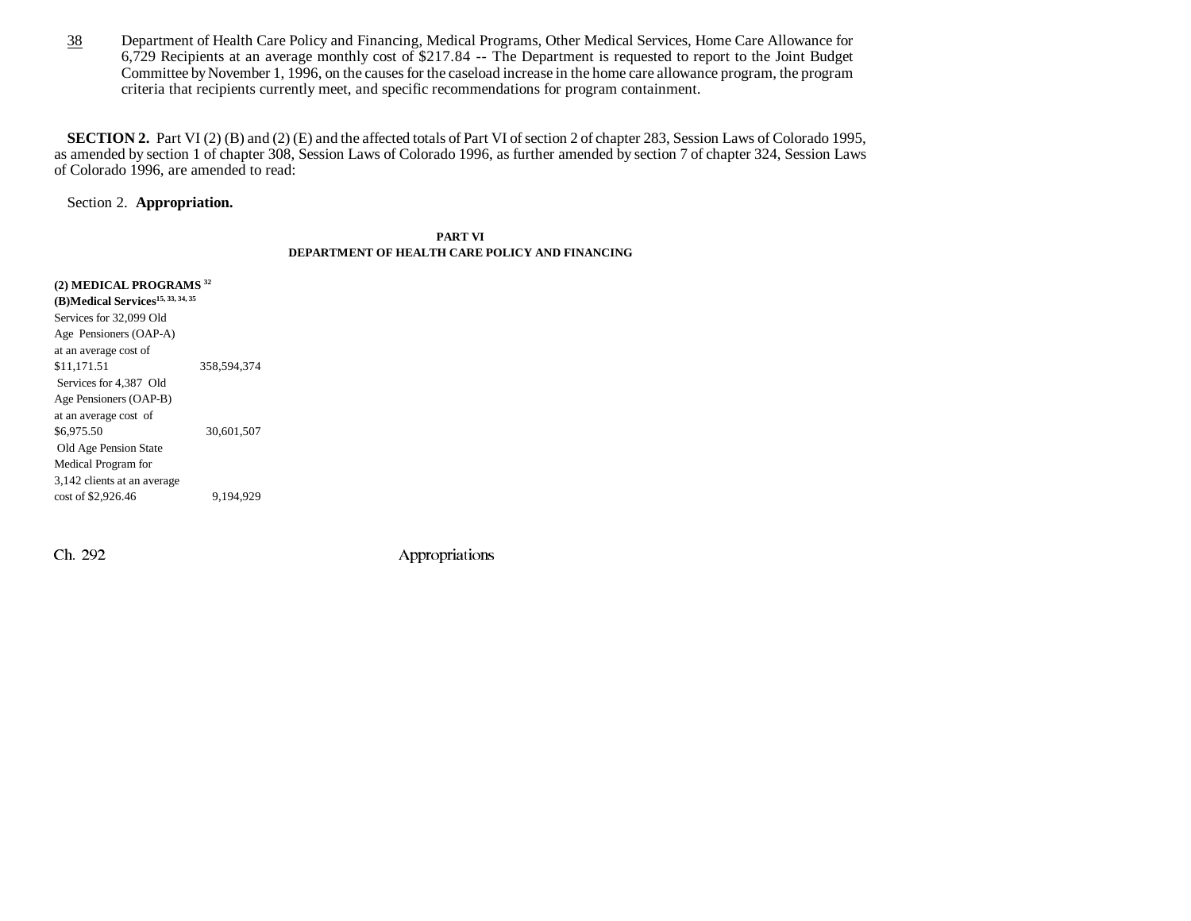38 Department of Health Care Policy and Financing, Medical Programs, Other Medical Services, Home Care Allowance for 6,729 Recipients at an average monthly cost of $217.84 -- The Department is requested to report to the Joint Budget Committee by November 1, 1996, on the causes for the caseload increase in the home care allowance program, the program criteria that recipients currently meet, and specific recommendations for program containment.

**SECTION 2.** Part VI (2) (B) and (2) (E) and the affected totals of Part VI of section 2 of chapter 283, Session Laws of Colorado 1995, as amended by section 1 of chapter 308, Session Laws of Colorado 1996, as further amended by section 7 of chapter 324, Session Laws of Colorado 1996, are amended to read:

Section 2. **Appropriation.**

**PART VI**
**DEPARTMENT OF HEALTH CARE POLICY AND FINANCING**

**(2) MEDICAL PROGRAMS** [32]

**(B)Medical Services**[15, 33, 34, 35]

| | |
|---|---|
| Services for 32,099 Old Age Pensioners (OAP-A) at an average cost of $11,171.51 | 358,594,374 |
| Services for 4,387 Old Age Pensioners (OAP-B) at an average cost of $6,975.50 | 30,601,507 |
| Old Age Pension State Medical Program for 3,142 clients at an average cost of $2,926.46 | 9,194,929 |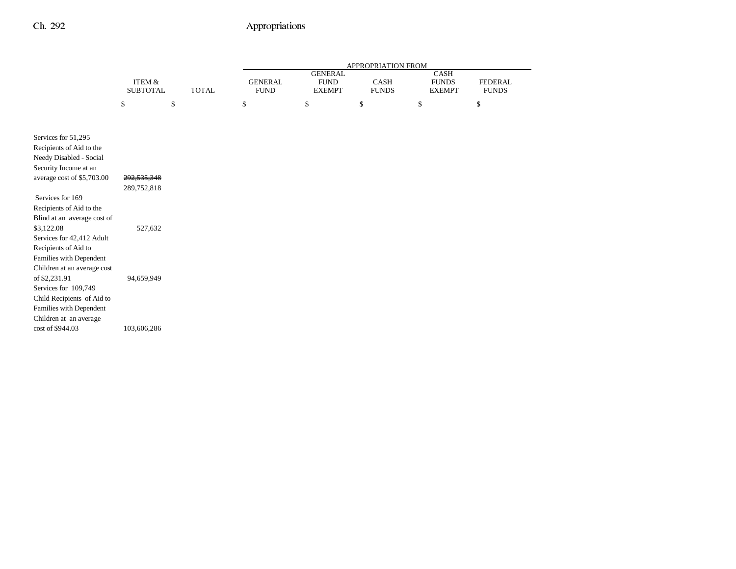| | ITEM & SUBTOTAL | TOTAL | APPROPRIATION FROM GENERAL FUND | GENERAL FUND EXEMPT | CASH FUNDS | CASH FUNDS EXEMPT | FEDERAL FUNDS |
|---|---|---|---|---|---|---|---|
| | $ | $ | $ | $ | $ | $ | $ |
| Services for 51,295 Recipients of Aid to the Needy Disabled - Social Security Income at an average cost of $5,703.00 | ~~292,535,348~~ 289,752,818 | | | | | | |
| Services for 169 Recipients of Aid to the Blind at an average cost of $3,122.08 | 527,632 | | | | | | |
| Services for 42,412 Adult Recipients of Aid to Families with Dependent Children at an average cost of $2,231.91 | 94,659,949 | | | | | | |
| Services for 109,749 Child Recipients of Aid to Families with Dependent Children at an average cost of $944.03 | 103,606,286 | | | | | | |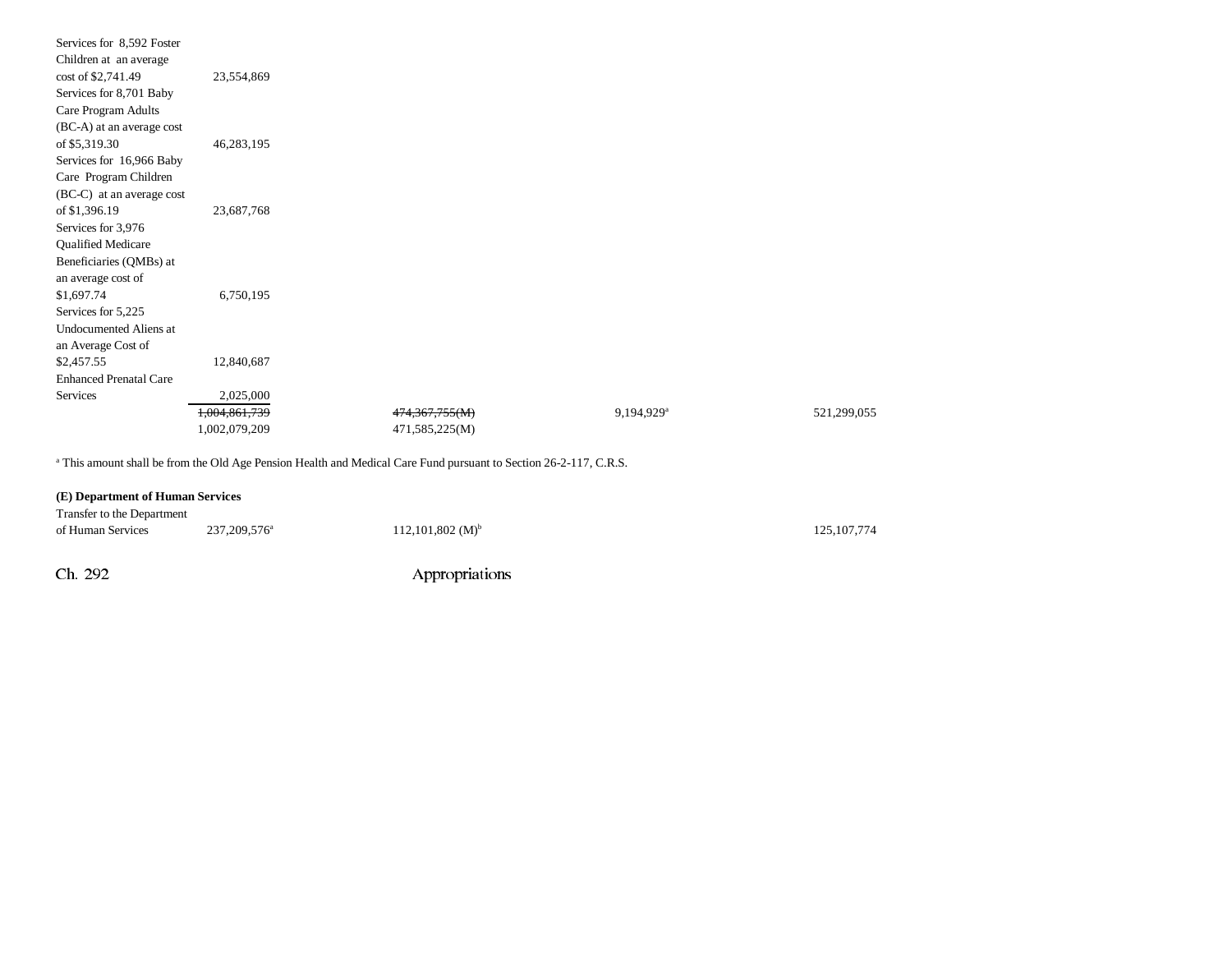| | | | | |
|---|---|---|---|---|
| Services for 8,592 Foster Children at an average cost of $2,741.49 | 23,554,869 | | | |
| Services for 8,701 Baby Care Program Adults (BC-A) at an average cost of $5,319.30 | 46,283,195 | | | |
| Services for 16,966 Baby Care Program Children (BC-C) at an average cost of $1,396.19 | 23,687,768 | | | |
| Services for 3,976 Qualified Medicare Beneficiaries (QMBs) at an average cost of $1,697.74 | 6,750,195 | | | |
| Services for 5,225 Undocumented Aliens at an Average Cost of $2,457.55 | 12,840,687 | | | |
| Enhanced Prenatal Care Services | 2,025,000 | | | |
| | ~~1,004,861,739~~ | ~~474,367,755(M)~~ | 9,194,929[a] | 521,299,055 |
| | 1,002,079,209 | 471,585,225(M) | | |

[a] This amount shall be from the Old Age Pension Health and Medical Care Fund pursuant to Section 26-2-117, C.R.S.

**(E) Department of Human Services**

| | | | | |
|---|---|---|---|---|
| Transfer to the Department of Human Services | 237,209,576[a] | 112,101,802 (M)[b] | | 125,107,774 |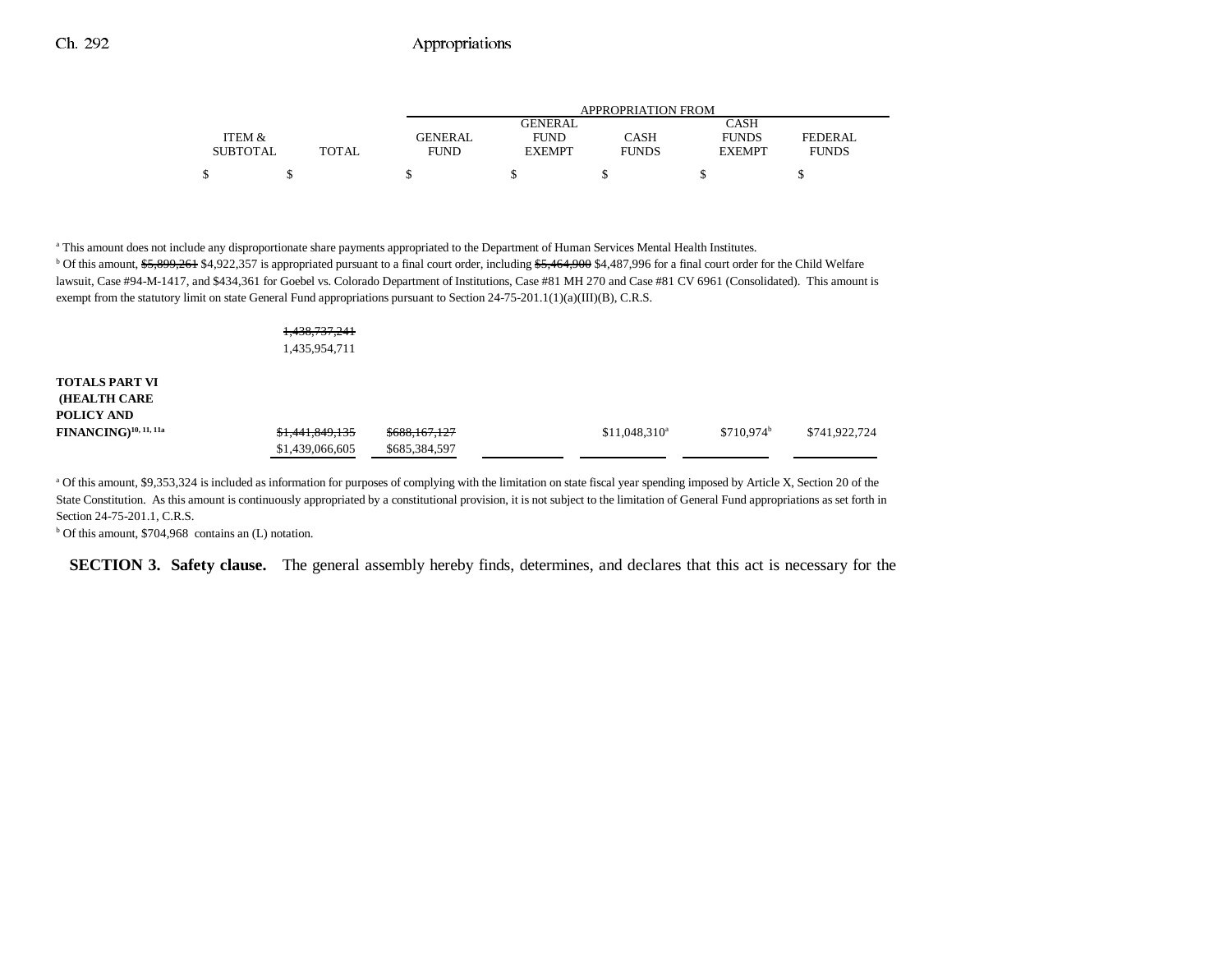| | ITEM & SUBTOTAL | TOTAL | GENERAL FUND | GENERAL FUND EXEMPT | CASH FUNDS | CASH FUNDS EXEMPT | FEDERAL FUNDS |
|---|---|---|---|---|---|---|---|
| | $ | $ | $ | $ | $ | $ | $ |

[a] This amount does not include any disproportionate share payments appropriated to the Department of Human Services Mental Health Institutes.
[b] Of this amount, ~~$5,899,261~~ $4,922,357 is appropriated pursuant to a final court order, including ~~$5,464,900~~ $4,487,996 for a final court order for the Child Welfare lawsuit, Case #94-M-1417, and $434,361 for Goebel vs. Colorado Department of Institutions, Case #81 MH 270 and Case #81 CV 6961 (Consolidated). This amount is exempt from the statutory limit on state General Fund appropriations pursuant to Section 24-75-201.1(1)(a)(III)(B), C.R.S.

~~1,438,737,241~~
1,435,954,711

| | ITEM & SUBTOTAL | TOTAL | GENERAL FUND | GENERAL FUND EXEMPT | CASH FUNDS | CASH FUNDS EXEMPT | FEDERAL FUNDS |
|---|---|---|---|---|---|---|---|
| **TOTALS PART VI (HEALTH CARE POLICY AND FINANCING)**[10, 11, 11a] | | ~~$1,441,849,135~~ $1,439,066,605 | ~~$688,167,127~~ $685,384,597 | | $11,048,310[a] | $710,974[b] | $741,922,724 |

[a] Of this amount, $9,353,324 is included as information for purposes of complying with the limitation on state fiscal year spending imposed by Article X, Section 20 of the State Constitution. As this amount is continuously appropriated by a constitutional provision, it is not subject to the limitation of General Fund appropriations as set forth in Section 24-75-201.1, C.R.S.
[b] Of this amount, $704,968 contains an (L) notation.

**SECTION 3. Safety clause.** The general assembly hereby finds, determines, and declares that this act is necessary for the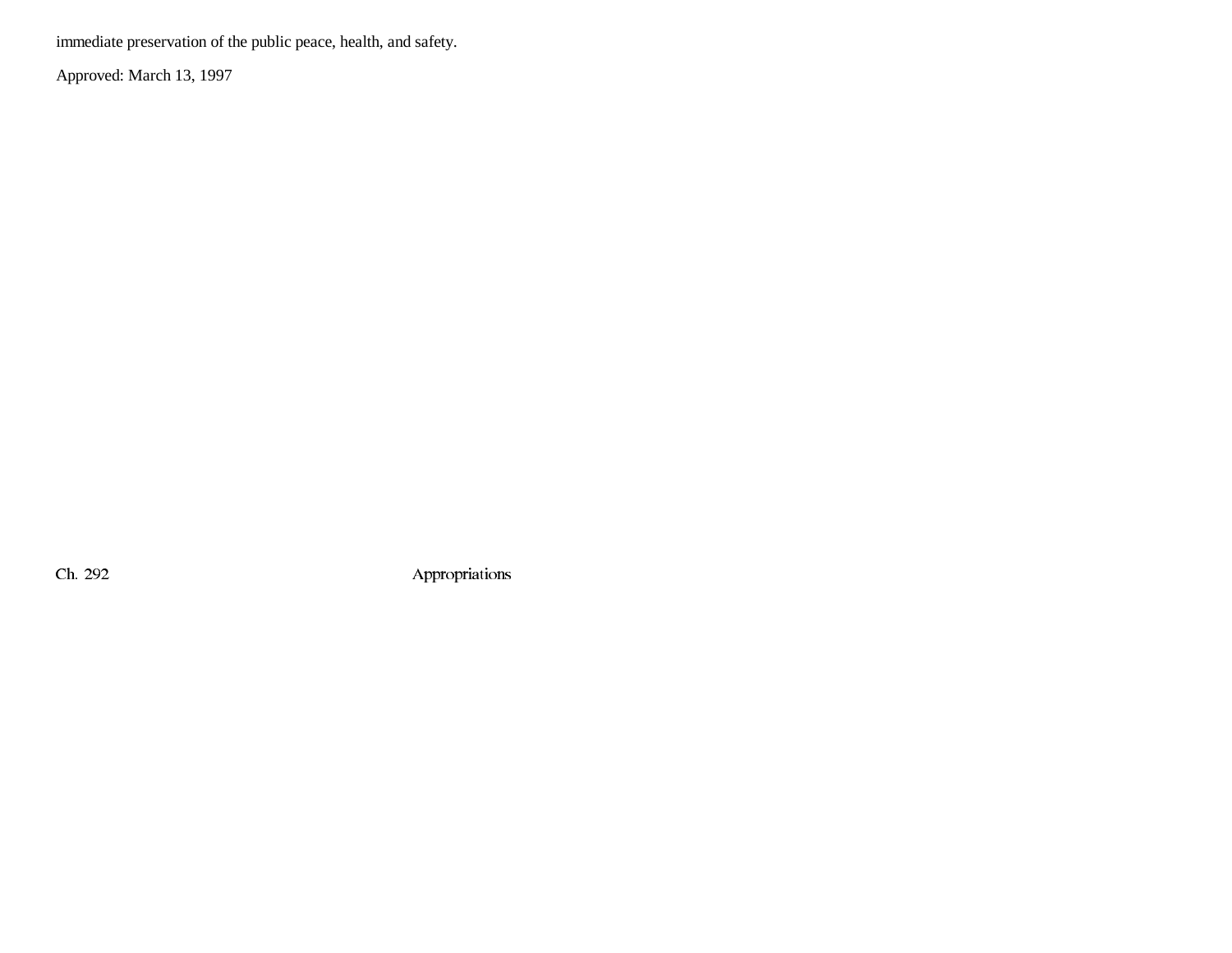immediate preservation of the public peace, health, and safety.

Approved: March 13, 1997